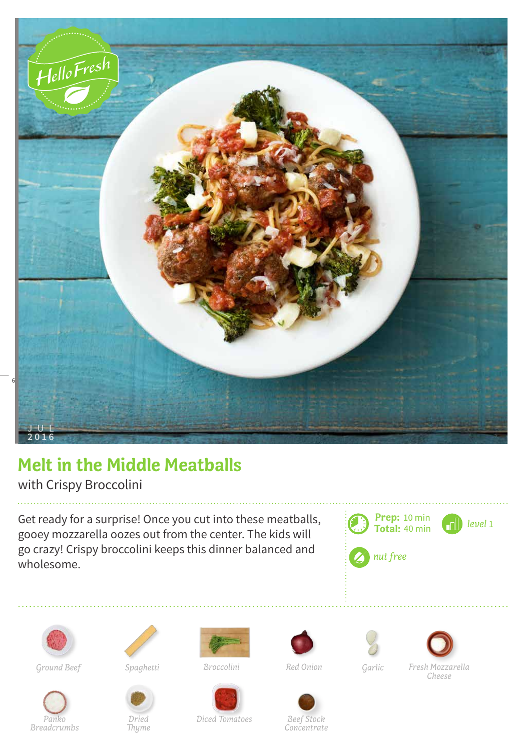# Melt in the Middle Meatballs

with Crispy Broccolini

Get ready for a surprise! Once you cut into these meatballs, gooey mozzarella oozes out from the center. The kids will go crazy! Crispy broccolini keeps this dinner balanced and wholesome.

**Prep:** 10 min
**Total:** 40 min

*level* 1

*nut free*

- Ground Beef
- Spaghetti
- Broccolini
- Red Onion
- Garlic
- Fresh Mozzarella Cheese
- Panko Breadcrumbs
- Dried Thyme
- Diced Tomatoes
- Beef Stock Concentrate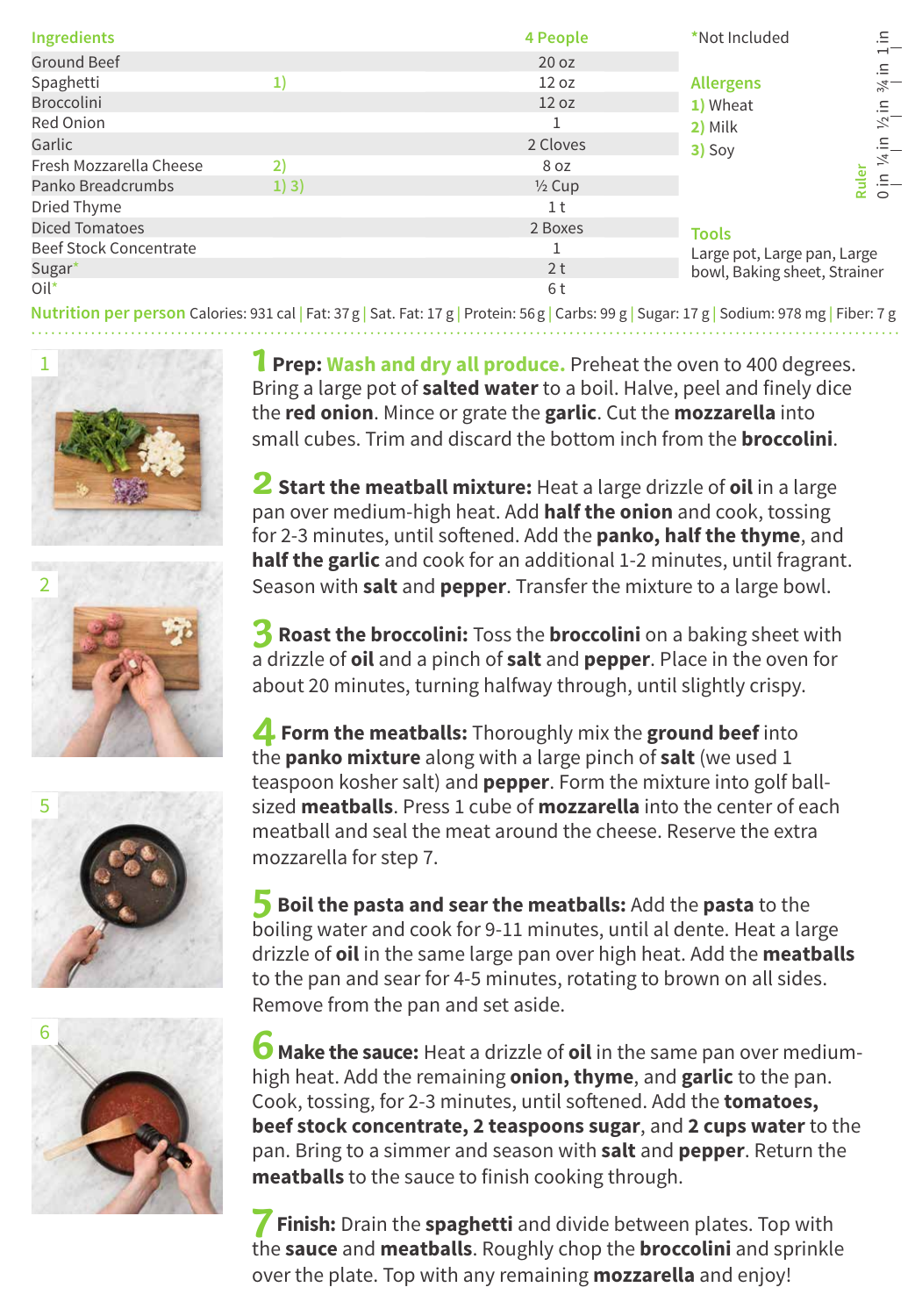| Ingredients | | 4 People |
|---|---|---|
| Ground Beef | | 20 oz |
| Spaghetti | 1) | 12 oz |
| Broccolini | | 12 oz |
| Red Onion | | 1 |
| Garlic | | 2 Cloves |
| Fresh Mozzarella Cheese | 2) | 8 oz |
| Panko Breadcrumbs | 1) 3) | ½ Cup |
| Dried Thyme | | 1 t |
| Diced Tomatoes | | 2 Boxes |
| Beef Stock Concentrate | | 1 |
| Sugar* | | 2 t |
| Oil* | | 6 t |

*Not Included

**Allergens**
1) Wheat
2) Milk
3) Soy

Ruler
0 in ¼ in ½ in ¾ in 1 in

**Tools**
Large pot, Large pan, Large bowl, Baking sheet, Strainer

**Nutrition per person** Calories: 931 cal | Fat: 37 g | Sat. Fat: 17 g | Protein: 56 g | Carbs: 99 g | Sugar: 17 g | Sodium: 978 mg | Fiber: 7 g

1 2 5 6

**1 Prep: Wash and dry all produce.** Preheat the oven to 400 degrees. Bring a large pot of **salted water** to a boil. Halve, peel and finely dice the **red onion**. Mince or grate the **garlic**. Cut the **mozzarella** into small cubes. Trim and discard the bottom inch from the **broccolini**.

**2 Start the meatball mixture:** Heat a large drizzle of **oil** in a large pan over medium-high heat. Add **half the onion** and cook, tossing for 2-3 minutes, until softened. Add the **panko, half the thyme**, and **half the garlic** and cook for an additional 1-2 minutes, until fragrant. Season with **salt** and **pepper**. Transfer the mixture to a large bowl.

**3 Roast the broccolini:** Toss the **broccolini** on a baking sheet with a drizzle of **oil** and a pinch of **salt** and **pepper**. Place in the oven for about 20 minutes, turning halfway through, until slightly crispy.

**4 Form the meatballs:** Thoroughly mix the **ground beef** into the **panko mixture** along with a large pinch of **salt** (we used 1 teaspoon kosher salt) and **pepper**. Form the mixture into golf ball-sized **meatballs**. Press 1 cube of **mozzarella** into the center of each meatball and seal the meat around the cheese. Reserve the extra mozzarella for step 7.

**5 Boil the pasta and sear the meatballs:** Add the **pasta** to the boiling water and cook for 9-11 minutes, until al dente. Heat a large drizzle of **oil** in the same large pan over high heat. Add the **meatballs** to the pan and sear for 4-5 minutes, rotating to brown on all sides. Remove from the pan and set aside.

**6 Make the sauce:** Heat a drizzle of **oil** in the same pan over medium-high heat. Add the remaining **onion, thyme**, and **garlic** to the pan. Cook, tossing, for 2-3 minutes, until softened. Add the **tomatoes, beef stock concentrate, 2 teaspoons sugar**, and **2 cups water** to the pan. Bring to a simmer and season with **salt** and **pepper**. Return the **meatballs** to the sauce to finish cooking through.

**7 Finish:** Drain the **spaghetti** and divide between plates. Top with the **sauce** and **meatballs**. Roughly chop the **broccolini** and sprinkle over the plate. Top with any remaining **mozzarella** and enjoy!